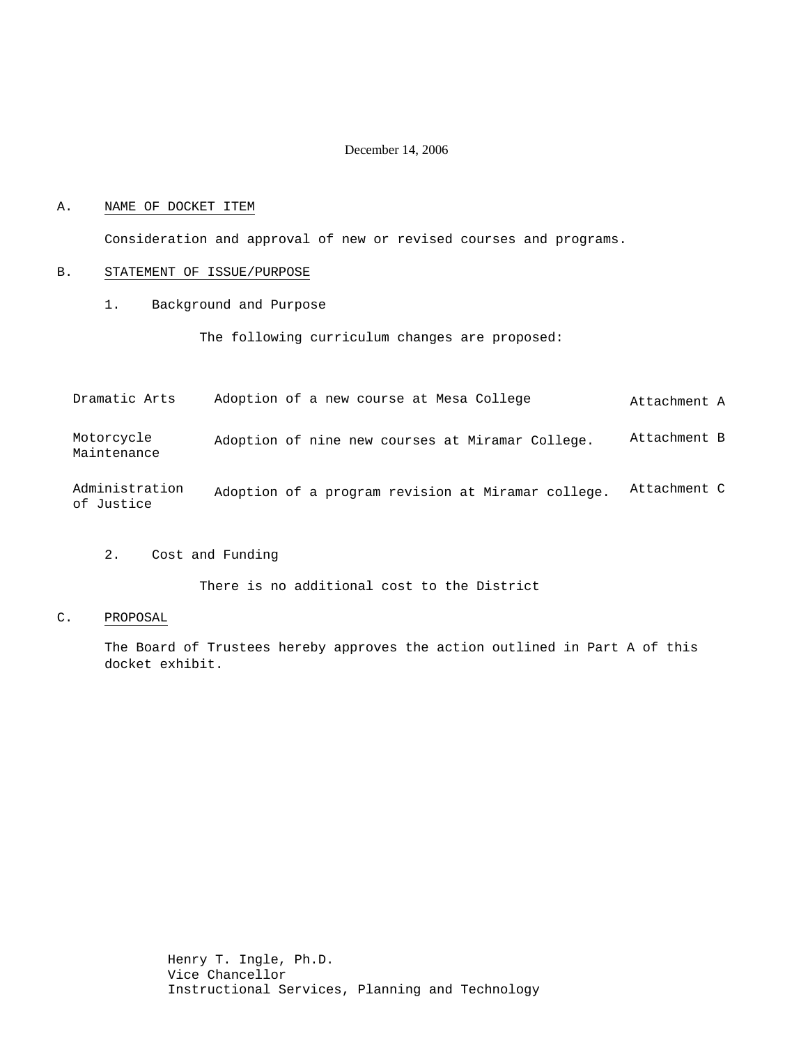December 14, 2006

A. NAME OF DOCKET ITEM

Consideration and approval of new or revised courses and programs.

B. STATEMENT OF ISSUE/PURPOSE

1. Background and Purpose

The following curriculum changes are proposed:

| | | |
|---|---|---|
| Dramatic Arts | Adoption of a new course at Mesa College | Attachment A |
| Motorcycle Maintenance | Adoption of nine new courses at Miramar College. | Attachment B |
| Administration of Justice | Adoption of a program revision at Miramar college. | Attachment C |

2. Cost and Funding

There is no additional cost to the District

C. PROPOSAL

The Board of Trustees hereby approves the action outlined in Part A of this docket exhibit.

Henry T. Ingle, Ph.D.
Vice Chancellor
Instructional Services, Planning and Technology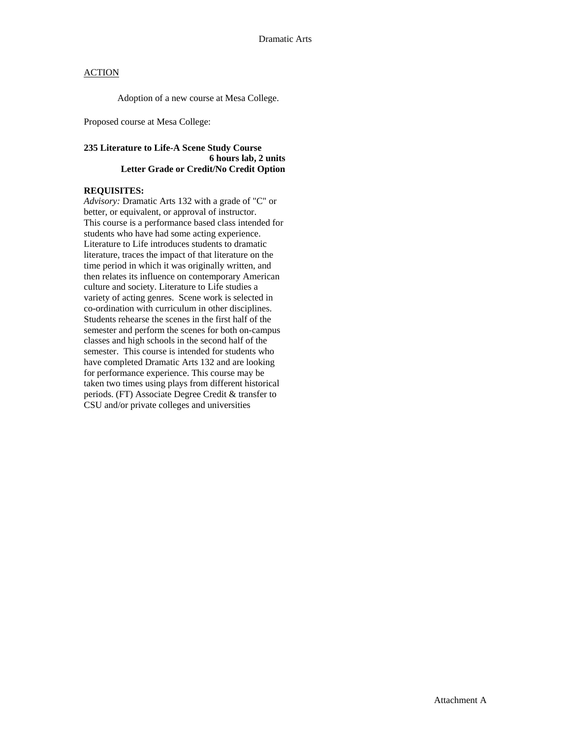Dramatic Arts

ACTION

Adoption of a new course at Mesa College.

Proposed course at Mesa College:

**235 Literature to Life-A Scene Study Course**
**6 hours lab, 2 units**
**Letter Grade or Credit/No Credit Option**

**REQUISITES:**
*Advisory:* Dramatic Arts 132 with a grade of "C" or better, or equivalent, or approval of instructor.
This course is a performance based class intended for students who have had some acting experience. Literature to Life introduces students to dramatic literature, traces the impact of that literature on the time period in which it was originally written, and then relates its influence on contemporary American culture and society. Literature to Life studies a variety of acting genres. Scene work is selected in co-ordination with curriculum in other disciplines. Students rehearse the scenes in the first half of the semester and perform the scenes for both on-campus classes and high schools in the second half of the semester. This course is intended for students who have completed Dramatic Arts 132 and are looking for performance experience. This course may be taken two times using plays from different historical periods. (FT) Associate Degree Credit & transfer to CSU and/or private colleges and universities

Attachment A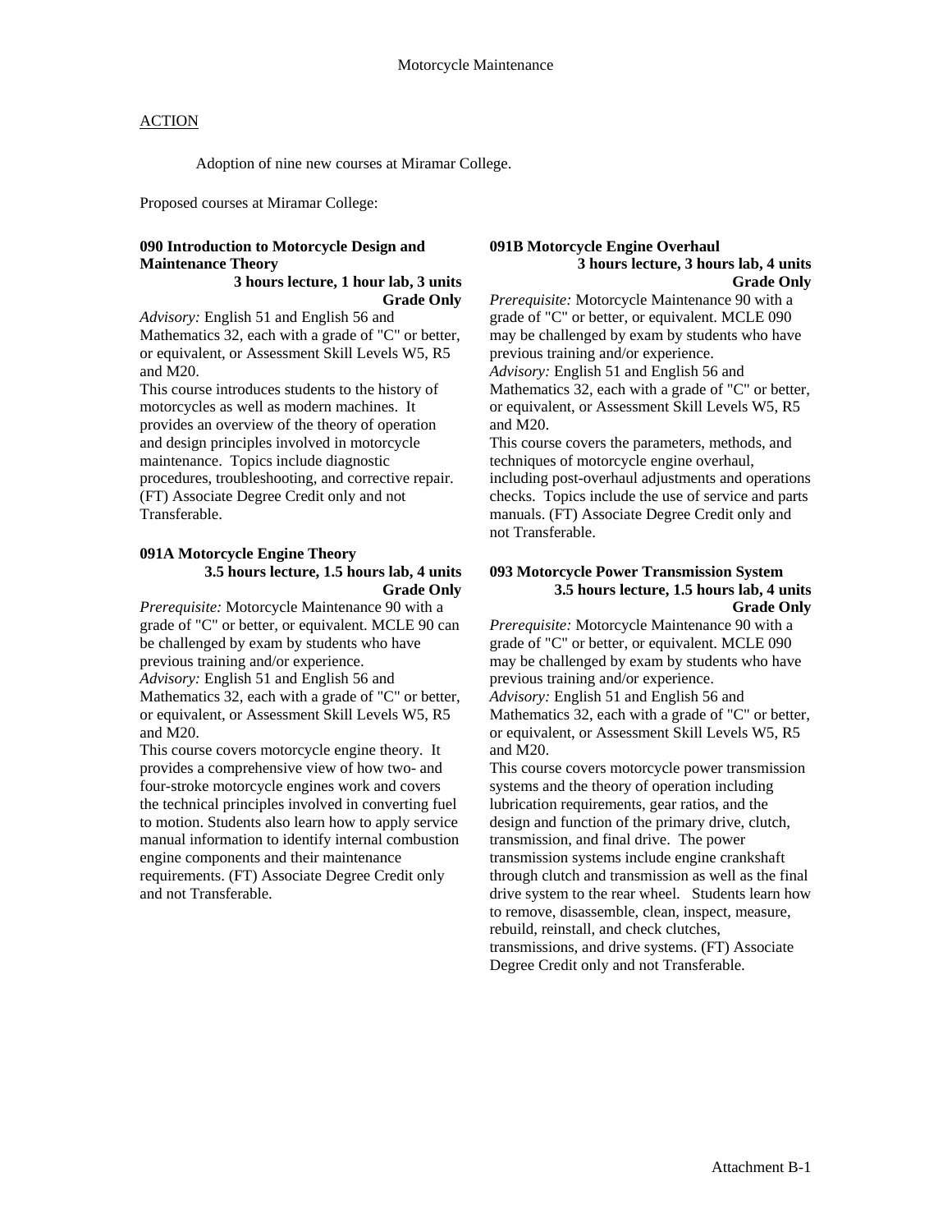Motorcycle Maintenance

ACTION

Adoption of nine new courses at Miramar College.

Proposed courses at Miramar College:

**090 Introduction to Motorcycle Design and Maintenance Theory**
**3 hours lecture, 1 hour lab, 3 units**
**Grade Only**

*Advisory:* English 51 and English 56 and Mathematics 32, each with a grade of "C" or better, or equivalent, or Assessment Skill Levels W5, R5 and M20.

This course introduces students to the history of motorcycles as well as modern machines. It provides an overview of the theory of operation and design principles involved in motorcycle maintenance. Topics include diagnostic procedures, troubleshooting, and corrective repair. (FT) Associate Degree Credit only and not Transferable.

**091A Motorcycle Engine Theory**
**3.5 hours lecture, 1.5 hours lab, 4 units**
**Grade Only**

*Prerequisite:* Motorcycle Maintenance 90 with a grade of "C" or better, or equivalent. MCLE 90 can be challenged by exam by students who have previous training and/or experience.

*Advisory:* English 51 and English 56 and Mathematics 32, each with a grade of "C" or better, or equivalent, or Assessment Skill Levels W5, R5 and M20.

This course covers motorcycle engine theory. It provides a comprehensive view of how two- and four-stroke motorcycle engines work and covers the technical principles involved in converting fuel to motion. Students also learn how to apply service manual information to identify internal combustion engine components and their maintenance requirements. (FT) Associate Degree Credit only and not Transferable.

**091B Motorcycle Engine Overhaul**
**3 hours lecture, 3 hours lab, 4 units**
**Grade Only**

*Prerequisite:* Motorcycle Maintenance 90 with a grade of "C" or better, or equivalent. MCLE 090 may be challenged by exam by students who have previous training and/or experience.

*Advisory:* English 51 and English 56 and Mathematics 32, each with a grade of "C" or better, or equivalent, or Assessment Skill Levels W5, R5 and M20.

This course covers the parameters, methods, and techniques of motorcycle engine overhaul, including post-overhaul adjustments and operations checks. Topics include the use of service and parts manuals. (FT) Associate Degree Credit only and not Transferable.

**093 Motorcycle Power Transmission System**
**3.5 hours lecture, 1.5 hours lab, 4 units**
**Grade Only**

*Prerequisite:* Motorcycle Maintenance 90 with a grade of "C" or better, or equivalent. MCLE 090 may be challenged by exam by students who have previous training and/or experience.

*Advisory:* English 51 and English 56 and Mathematics 32, each with a grade of "C" or better, or equivalent, or Assessment Skill Levels W5, R5 and M20.

This course covers motorcycle power transmission systems and the theory of operation including lubrication requirements, gear ratios, and the design and function of the primary drive, clutch, transmission, and final drive. The power transmission systems include engine crankshaft through clutch and transmission as well as the final drive system to the rear wheel. Students learn how to remove, disassemble, clean, inspect, measure, rebuild, reinstall, and check clutches, transmissions, and drive systems. (FT) Associate Degree Credit only and not Transferable.

Attachment B-1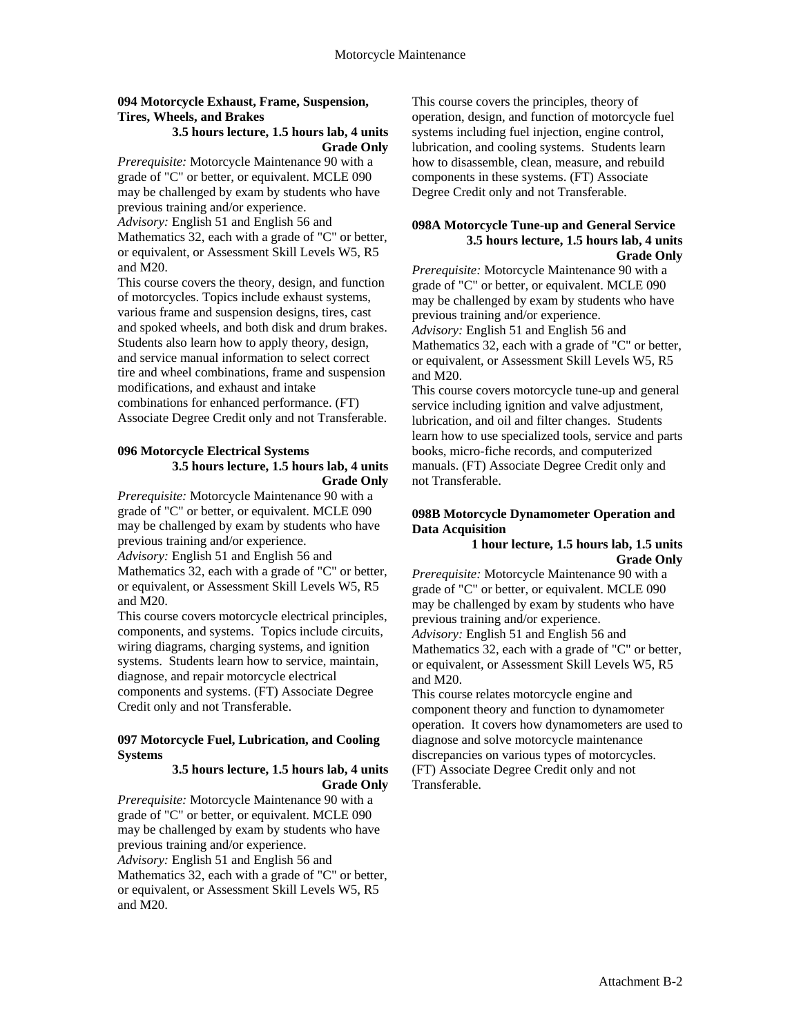**094 Motorcycle Exhaust, Frame, Suspension, Tires, Wheels, and Brakes**

**3.5 hours lecture, 1.5 hours lab, 4 units**
**Grade Only**

*Prerequisite:* Motorcycle Maintenance 90 with a grade of "C" or better, or equivalent. MCLE 090 may be challenged by exam by students who have previous training and/or experience.
*Advisory:* English 51 and English 56 and Mathematics 32, each with a grade of "C" or better, or equivalent, or Assessment Skill Levels W5, R5 and M20.
This course covers the theory, design, and function of motorcycles. Topics include exhaust systems, various frame and suspension designs, tires, cast and spoked wheels, and both disk and drum brakes. Students also learn how to apply theory, design, and service manual information to select correct tire and wheel combinations, frame and suspension modifications, and exhaust and intake combinations for enhanced performance. (FT) Associate Degree Credit only and not Transferable.

**096 Motorcycle Electrical Systems**

**3.5 hours lecture, 1.5 hours lab, 4 units**
**Grade Only**

*Prerequisite:* Motorcycle Maintenance 90 with a grade of "C" or better, or equivalent. MCLE 090 may be challenged by exam by students who have previous training and/or experience.
*Advisory:* English 51 and English 56 and Mathematics 32, each with a grade of "C" or better, or equivalent, or Assessment Skill Levels W5, R5 and M20.
This course covers motorcycle electrical principles, components, and systems. Topics include circuits, wiring diagrams, charging systems, and ignition systems. Students learn how to service, maintain, diagnose, and repair motorcycle electrical components and systems. (FT) Associate Degree Credit only and not Transferable.

**097 Motorcycle Fuel, Lubrication, and Cooling Systems**

**3.5 hours lecture, 1.5 hours lab, 4 units**
**Grade Only**

*Prerequisite:* Motorcycle Maintenance 90 with a grade of "C" or better, or equivalent. MCLE 090 may be challenged by exam by students who have previous training and/or experience.
*Advisory:* English 51 and English 56 and Mathematics 32, each with a grade of "C" or better, or equivalent, or Assessment Skill Levels W5, R5 and M20.
This course covers the principles, theory of operation, design, and function of motorcycle fuel systems including fuel injection, engine control, lubrication, and cooling systems. Students learn how to disassemble, clean, measure, and rebuild components in these systems. (FT) Associate Degree Credit only and not Transferable.

**098A Motorcycle Tune-up and General Service**

**3.5 hours lecture, 1.5 hours lab, 4 units**
**Grade Only**

*Prerequisite:* Motorcycle Maintenance 90 with a grade of "C" or better, or equivalent. MCLE 090 may be challenged by exam by students who have previous training and/or experience.
*Advisory:* English 51 and English 56 and Mathematics 32, each with a grade of "C" or better, or equivalent, or Assessment Skill Levels W5, R5 and M20.
This course covers motorcycle tune-up and general service including ignition and valve adjustment, lubrication, and oil and filter changes. Students learn how to use specialized tools, service and parts books, micro-fiche records, and computerized manuals. (FT) Associate Degree Credit only and not Transferable.

**098B Motorcycle Dynamometer Operation and Data Acquisition**

**1 hour lecture, 1.5 hours lab, 1.5 units**
**Grade Only**

*Prerequisite:* Motorcycle Maintenance 90 with a grade of "C" or better, or equivalent. MCLE 090 may be challenged by exam by students who have previous training and/or experience.
*Advisory:* English 51 and English 56 and Mathematics 32, each with a grade of "C" or better, or equivalent, or Assessment Skill Levels W5, R5 and M20.
This course relates motorcycle engine and component theory and function to dynamometer operation. It covers how dynamometers are used to diagnose and solve motorcycle maintenance discrepancies on various types of motorcycles. (FT) Associate Degree Credit only and not Transferable.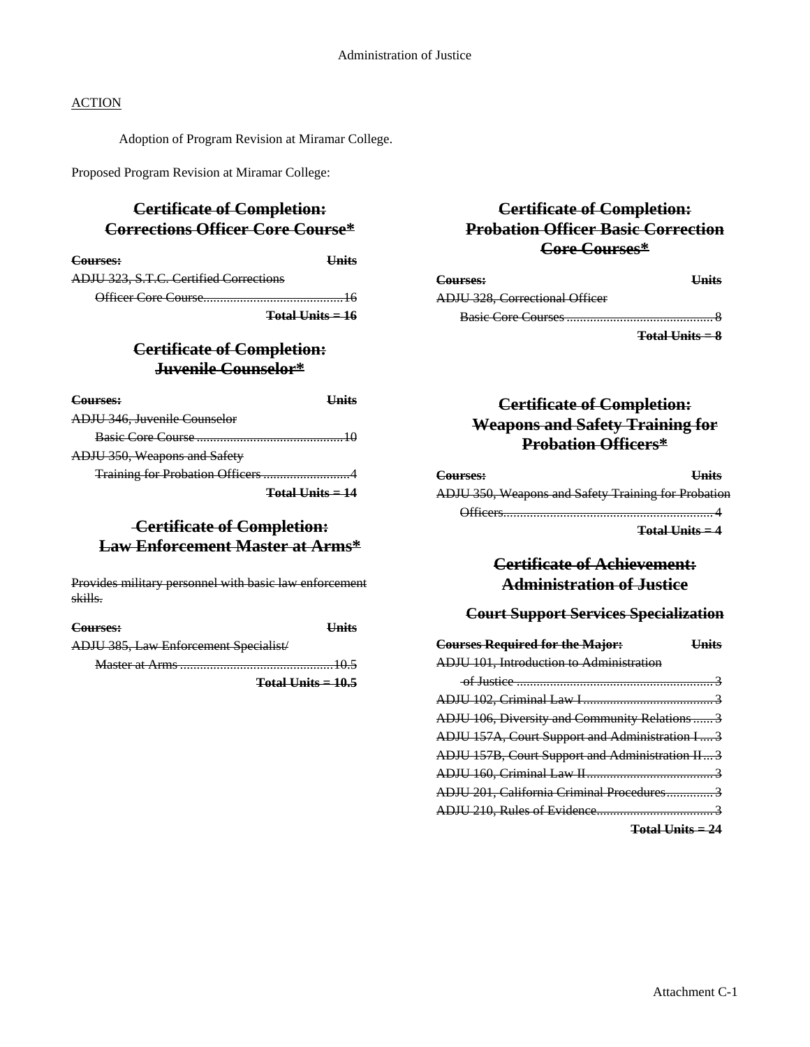ACTION

Adoption of Program Revision at Miramar College.

Proposed Program Revision at Miramar College:

## ~~Certificate of Completion: Corrections Officer Core Course*~~

| ~~**Courses:**~~ | ~~**Units**~~ |
|---|---|
| ~~ADJU 323, S.T.C. Certified Corrections Officer Core Course~~ | ~~16~~ |
| | ~~**Total Units = 16**~~ |

## ~~Certificate of Completion: Juvenile Counselor*~~

| ~~**Courses:**~~ | ~~**Units**~~ |
|---|---|
| ~~ADJU 346, Juvenile Counselor Basic Core Course~~ | ~~10~~ |
| ~~ADJU 350, Weapons and Safety Training for Probation Officers~~ | ~~4~~ |
| | ~~**Total Units = 14**~~ |

## ~~Certificate of Completion: Law Enforcement Master at Arms*~~

~~Provides military personnel with basic law enforcement skills.~~

| ~~**Courses:**~~ | ~~**Units**~~ |
|---|---|
| ~~ADJU 385, Law Enforcement Specialist/ Master at Arms~~ | ~~10.5~~ |
| | ~~**Total Units = 10.5**~~ |

## ~~Certificate of Completion: Probation Officer Basic Correction Core Courses*~~

| ~~**Courses:**~~ | ~~**Units**~~ |
|---|---|
| ~~ADJU 328, Correctional Officer Basic Core Courses~~ | ~~8~~ |
| | ~~**Total Units = 8**~~ |

## ~~Certificate of Completion: Weapons and Safety Training for Probation Officers*~~

| ~~**Courses:**~~ | ~~**Units**~~ |
|---|---|
| ~~ADJU 350, Weapons and Safety Training for Probation Officers~~ | ~~4~~ |
| | ~~**Total Units = 4**~~ |

## ~~Certificate of Achievement: Administration of Justice~~

### ~~Court Support Services Specialization~~

| ~~**Courses Required for the Major:**~~ | ~~**Units**~~ |
|---|---|
| ~~ADJU 101, Introduction to Administration of Justice~~ | ~~3~~ |
| ~~ADJU 102, Criminal Law I~~ | ~~3~~ |
| ~~ADJU 106, Diversity and Community Relations~~ | ~~3~~ |
| ~~ADJU 157A, Court Support and Administration I~~ | ~~3~~ |
| ~~ADJU 157B, Court Support and Administration II~~ | ~~3~~ |
| ~~ADJU 160, Criminal Law II~~ | ~~3~~ |
| ~~ADJU 201, California Criminal Procedures~~ | ~~3~~ |
| ~~ADJU 210, Rules of Evidence~~ | ~~3~~ |
| | ~~**Total Units = 24**~~ |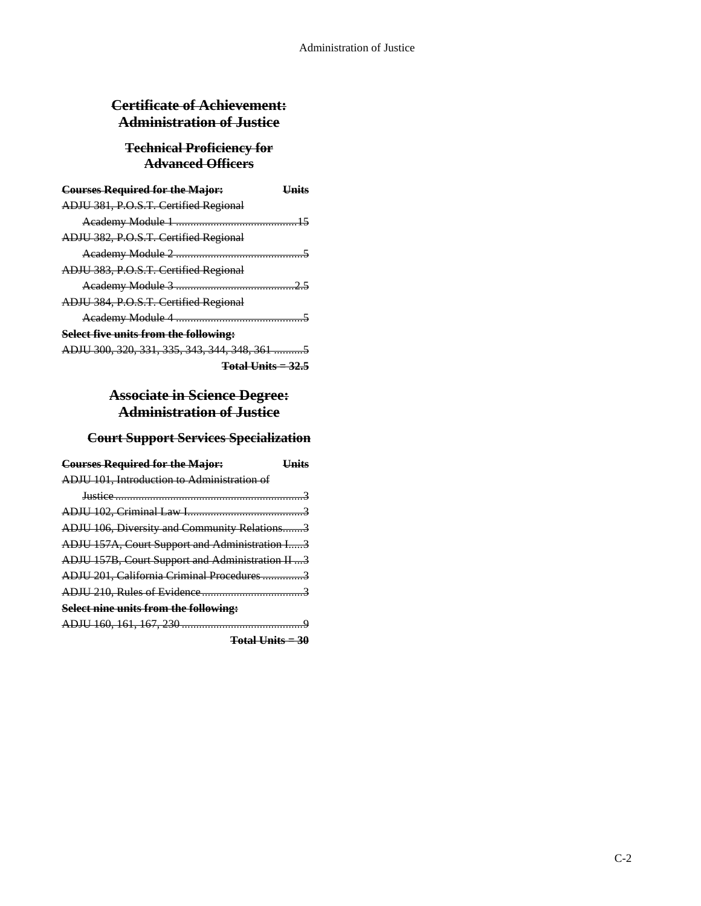## ~~Certificate of Achievement: Administration of Justice~~

### ~~Technical Proficiency for Advanced Officers~~

| ~~**Courses Required for the Major:**~~ | ~~**Units**~~ |
|---|---|
| ~~ADJU 381, P.O.S.T. Certified Regional Academy Module 1~~ | ~~15~~ |
| ~~ADJU 382, P.O.S.T. Certified Regional Academy Module 2~~ | ~~5~~ |
| ~~ADJU 383, P.O.S.T. Certified Regional Academy Module 3~~ | ~~2.5~~ |
| ~~ADJU 384, P.O.S.T. Certified Regional Academy Module 4~~ | ~~5~~ |
| ~~**Select five units from the following:**~~ | |
| ~~ADJU 300, 320, 331, 335, 343, 344, 348, 361~~ | ~~5~~ |
| | ~~**Total Units = 32.5**~~ |

## ~~Associate in Science Degree: Administration of Justice~~

### ~~Court Support Services Specialization~~

| ~~**Courses Required for the Major:**~~ | ~~**Units**~~ |
|---|---|
| ~~ADJU 101, Introduction to Administration of Justice~~ | ~~3~~ |
| ~~ADJU 102, Criminal Law I~~ | ~~3~~ |
| ~~ADJU 106, Diversity and Community Relations~~ | ~~3~~ |
| ~~ADJU 157A, Court Support and Administration I~~ | ~~3~~ |
| ~~ADJU 157B, Court Support and Administration II~~ | ~~3~~ |
| ~~ADJU 201, California Criminal Procedures~~ | ~~3~~ |
| ~~ADJU 210, Rules of Evidence~~ | ~~3~~ |
| ~~**Select nine units from the following:**~~ | |
| ~~ADJU 160, 161, 167, 230~~ | ~~9~~ |
| | ~~**Total Units = 30**~~ |